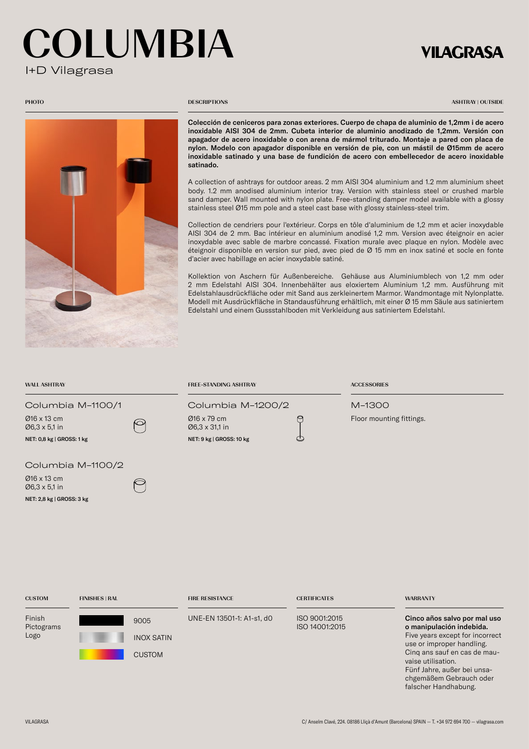# COLUMBIA

I+D Vilagrasa

VILAGRASA

PHOTO

DESCRIPTIONS — ASHTRAY | OUTSIDE

**Colección de ceniceros para zonas exteriores. Cuerpo de chapa de aluminio de 1,2mm i de acero inoxidable AISI 304 de 2mm. Cubeta interior de aluminio anodizado de 1,2mm. Versión con apagador de acero inoxidable o con arena de mármol triturado. Montaje a pared con placa de nylon. Modelo con apagador disponible en versión de pie, con un mástil de Ø15mm de acero inoxidable satinado y una base de fundición de acero con embellecedor de acero inoxidable satinado.**

A collection of ashtrays for outdoor areas. 2 mm AISI 304 aluminium and 1.2 mm aluminium sheet body. 1.2 mm anodised aluminium interior tray. Version with stainless steel or crushed marble sand damper. Wall mounted with nylon plate. Free-standing damper model available with a glossy stainless steel Ø15 mm pole and a steel cast base with glossy stainless-steel trim.

Collection de cendriers pour l'extérieur. Corps en tôle d'aluminium de 1,2 mm et acier inoxydable AISI 304 de 2 mm. Bac intérieur en aluminium anodisé 1,2 mm. Version avec éteignoir en acier inoxydable avec sable de marbre concassé. Fixation murale avec plaque en nylon. Modèle avec éteignoir disponible en version sur pied, avec pied de Ø 15 mm en inox satiné et socle en fonte d'acier avec habillage en acier inoxydable satiné.

Kollektion von Aschern für Außenbereiche. Gehäuse aus Aluminiumblech von 1,2 mm oder 2 mm Edelstahl AISI 304. Innenbehälter aus eloxiertem Aluminium 1,2 mm. Ausführung mit Edelstahlausdrückfläche oder mit Sand aus zerkleinertem Marmor. Wandmontage mit Nylonplatte. Modell mit Ausdrückfläche in Standausführung erhältlich, mit einer Ø 15 mm Säule aus satiniertem Edelstahl und einem Gussstahlboden mit Verkleidung aus satiniertem Edelstahl.

## WALL ASHTRAY

### Columbia M–1100/1

Ø16 x 13 cm
Ø6,3 x 5,1 in

**NET: 0,8 kg | GROSS: 1 kg**

### Columbia M–1100/2

Ø16 x 13 cm
Ø6,3 x 5,1 in

**NET: 2,8 kg | GROSS: 3 kg**

## FREE-STANDING ASHTRAY

### Columbia M–1200/2

Ø16 x 79 cm
Ø6,3 x 31,1 in

**NET: 9 kg | GROSS: 10 kg**

## ACCESSORIES

### M–1300

Floor mounting fittings.

## CUSTOM

Finish
Pictograms
Logo

## FINISHES | RAL

9005
INOX SATIN
CUSTOM

## FIRE RESISTANCE

UNE-EN 13501-1: A1-s1, d0

## CERTIFICATES

ISO 9001:2015
ISO 14001:2015

## WARRANTY

**Cinco años salvo por mal uso o manipulación indebida.**
Five years except for incorrect use or improper handling.
Cinq ans sauf en cas de mauvaise utilisation.
Fünf Jahre, außer bei unsachgemäßem Gebrauch oder falscher Handhabung.

VILAGRASA

C/ Anselm Clavé, 224. 08186 Lliçà d'Amunt (Barcelona) SPAIN — T. +34 972 694 700 — vilagrasa.com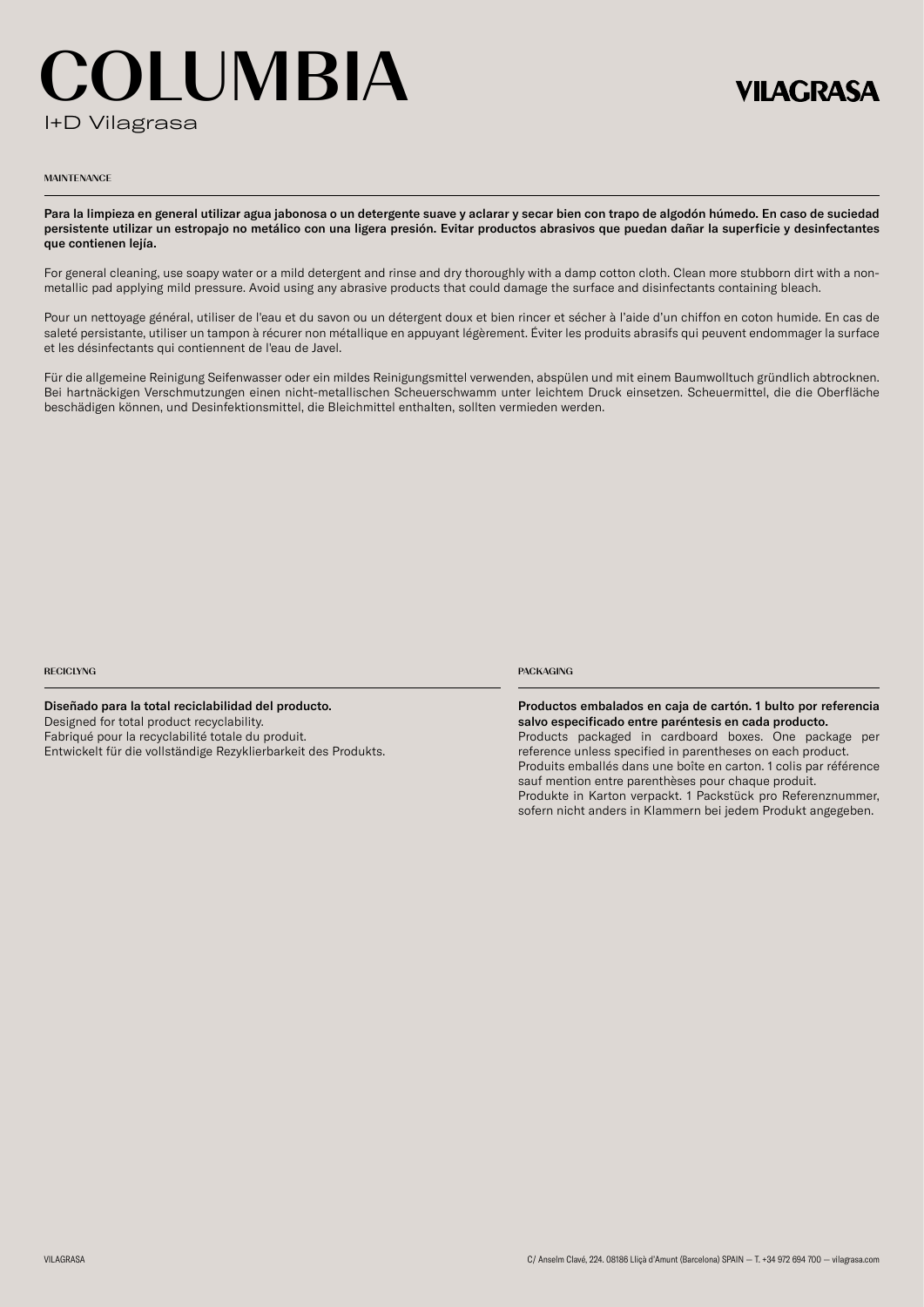# COLUMBIA

I+D Vilagrasa

VILAGRASA

## MAINTENANCE

**Para la limpieza en general utilizar agua jabonosa o un detergente suave y aclarar y secar bien con trapo de algodón húmedo. En caso de suciedad persistente utilizar un estropajo no metálico con una ligera presión. Evitar productos abrasivos que puedan dañar la superficie y desinfectantes que contienen lejía.**

For general cleaning, use soapy water or a mild detergent and rinse and dry thoroughly with a damp cotton cloth. Clean more stubborn dirt with a non-metallic pad applying mild pressure. Avoid using any abrasive products that could damage the surface and disinfectants containing bleach.

Pour un nettoyage général, utiliser de l'eau et du savon ou un détergent doux et bien rincer et sécher à l'aide d'un chiffon en coton humide. En cas de saleté persistante, utiliser un tampon à récurer non métallique en appuyant légèrement. Éviter les produits abrasifs qui peuvent endommager la surface et les désinfectants qui contiennent de l'eau de Javel.

Für die allgemeine Reinigung Seifenwasser oder ein mildes Reinigungsmittel verwenden, abspülen und mit einem Baumwolltuch gründlich abtrocknen. Bei hartnäckigen Verschmutzungen einen nicht-metallischen Scheuerschwamm unter leichtem Druck einsetzen. Scheuermittel, die die Oberfläche beschädigen können, und Desinfektionsmittel, die Bleichmittel enthalten, sollten vermieden werden.

## RECICLYNG

**Diseñado para la total reciclabilidad del producto.**
Designed for total product recyclability.
Fabriqué pour la recyclabilité totale du produit.
Entwickelt für die vollständige Rezyklierbarkeit des Produkts.

## PACKAGING

**Productos embalados en caja de cartón. 1 bulto por referencia salvo especificado entre paréntesis en cada producto.**
Products packaged in cardboard boxes. One package per reference unless specified in parentheses on each product.
Produits emballés dans une boîte en carton. 1 colis par référence sauf mention entre parenthèses pour chaque produit.
Produkte in Karton verpackt. 1 Packstück pro Referenznummer, sofern nicht anders in Klammern bei jedem Produkt angegeben.

VILAGRASA

C/ Anselm Clavé, 224. 08186 Lliçà d'Amunt (Barcelona) SPAIN — T. +34 972 694 700 — vilagrasa.com